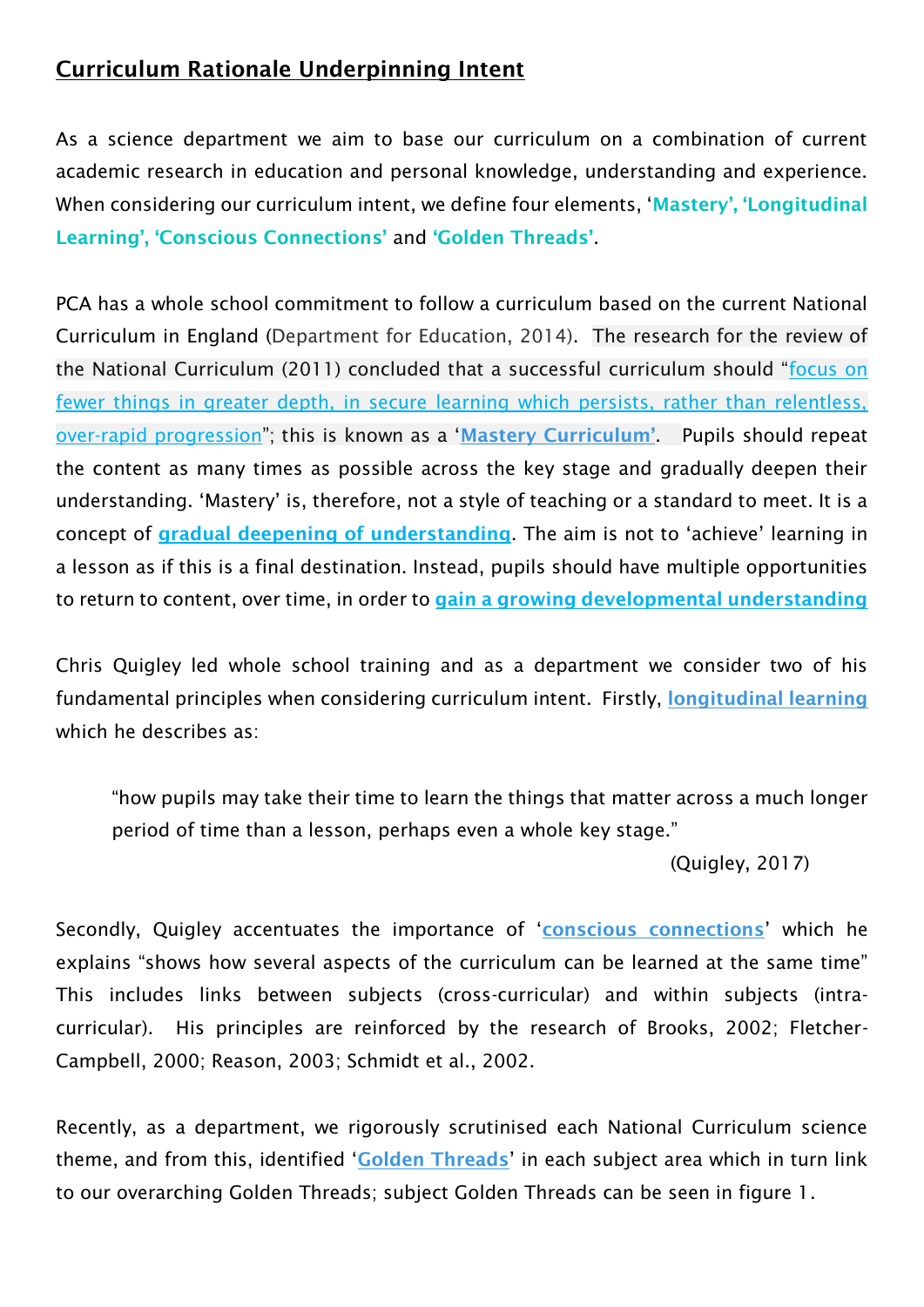## **Curriculum Rationale Underpinning Intent**

As a science department we aim to base our curriculum on a combination of current academic research in education and personal knowledge, understanding and experience. When considering our curriculum intent, we define four elements, '**Mastery', 'Longitudinal Learning', 'Conscious Connections'** and **'Golden Threads'**.

PCA has a whole school commitment to follow a curriculum based on the current National Curriculum in England (Department for Education, 2014). The research for the review of the National Curriculum (2011) concluded that a successful curriculum should "focus on fewer things in greater depth, in secure learning which persists, rather than relentless, over-rapid progression"; this is known as a '**Mastery Curriculum'**. Pupils should repeat the content as many times as possible across the key stage and gradually deepen their understanding. 'Mastery' is, therefore, not a style of teaching or a standard to meet. It is a concept of **gradual deepening of understanding**. The aim is not to 'achieve' learning in a lesson as if this is a final destination. Instead, pupils should have multiple opportunities to return to content, over time, in order to **gain a growing developmental understanding**

Chris Quigley led whole school training and as a department we consider two of his fundamental principles when considering curriculum intent. Firstly, **longitudinal learning** which he describes as:

> "how pupils may take their time to learn the things that matter across a much longer period of time than a lesson, perhaps even a whole key stage."
>
> (Quigley, 2017)

Secondly, Quigley accentuates the importance of '**conscious connections**' which he explains "shows how several aspects of the curriculum can be learned at the same time" This includes links between subjects (cross-curricular) and within subjects (intra-curricular). His principles are reinforced by the research of Brooks, 2002; Fletcher-Campbell, 2000; Reason, 2003; Schmidt et al., 2002.

Recently, as a department, we rigorously scrutinised each National Curriculum science theme, and from this, identified '**Golden Threads**' in each subject area which in turn link to our overarching Golden Threads; subject Golden Threads can be seen in figure 1.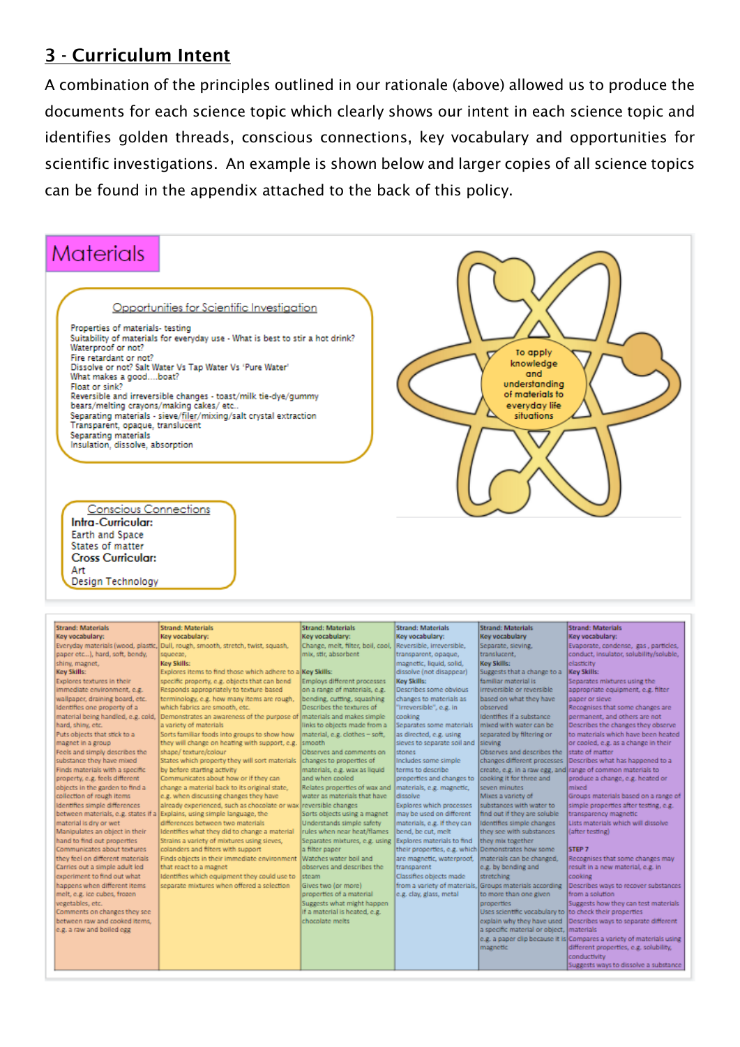## 3 - Curriculum Intent

A combination of the principles outlined in our rationale (above) allowed us to produce the documents for each science topic which clearly shows our intent in each science topic and identifies golden threads, conscious connections, key vocabulary and opportunities for scientific investigations. An example is shown below and larger copies of all science topics can be found in the appendix attached to the back of this policy.

# Materials

### Opportunities for Scientific Investigation

Properties of materials- testing
Suitability of materials for everyday use - What is best to stir a hot drink?
Waterproof or not?
Fire retardant or not?
Dissolve or not? Salt Water Vs Tap Water Vs 'Pure Water'
What makes a good....boat?
Float or sink?
Reversible and irreversible changes - toast/milk tie-dye/gummy bears/melting crayons/making cakes/ etc..
Separating materials - sieve/filer/mixing/salt crystal extraction
Transparent, opaque, translucent
Separating materials
Insulation, dissolve, absorption

To apply knowledge and understanding of materials to everyday life situations

### Conscious Connections

**Intra-Curricular:**
Earth and Space
States of matter

**Cross Curricular:**
Art
Design Technology

| Strand: Materials | Strand: Materials | Strand: Materials | Strand: Materials | Strand: Materials | Strand: Materials |
|---|---|---|---|---|---|
| **Key vocabulary:** Everyday materials (wood, plastic, paper etc...), hard, soft, bendy, shiny, magnet, **Key Skills:** Explores textures in their immediate environment, e.g. wallpaper, draining board, etc. Identifies one property of a material being handled, e.g. cold, hard, shiny, etc. Puts objects that stick to a magnet in a group Feels and simply describes the substance they have mixed Finds materials with a specific property, e.g. feels different objects in the garden to find a collection of rough items Identifies simple differences between materials, e.g. states if a material is dry or wet Manipulates an object in their hand to find out properties Communicates about textures they feel on different materials Carries out a simple adult led experiment to find out what happens when different items melt, e.g. ice cubes, frozen vegetables, etc. Comments on changes they see between raw and cooked items, e.g. a raw and boiled egg | **Key vocabulary:** Dull, rough, smooth, stretch, twist, squash, squeeze, **Key Skills:** Explores items to find those which adhere to a specific property, e.g. objects that can bend Responds appropriately to texture based terminology, e.g. how many items are rough, which fabrics are smooth, etc. Demonstrates an awareness of the purpose of a variety of materials Sorts familiar foods into groups to show how they will change on heating with support, e.g. shape/ texture/colour States which property they will sort materials by before starting activity Communicates about how or if they can change a material back to its original state, e.g. when discussing changes they have already experienced, such as chocolate or wax Explains, using simple language, the differences between two materials Identifies what they did to change a material Strains a variety of mixtures using sieves, colanders and filters with support Finds objects in their immediate environment that react to a magnet Identifies which equipment they could use to separate mixtures when offered a selection | **Key vocabulary:** Change, melt, filter, boil, cool, mix, stir, absorbent **Key Skills:** Employs different processes on a range of materials, e.g. bending, cutting, squashing Describes the textures of materials and makes simple links to objects made from a material, e.g. clothes – soft, smooth Observes and comments on changes to properties of materials, e.g. wax as liquid and when cooled Relates properties of wax and water as materials that have reversible changes Sorts objects using a magnet Understands simple safety rules when near heat/flames Separates mixtures, e.g. using a filter paper Watches water boil and observes and describes the steam Gives two (or more) properties of a material Suggests what might happen if a material is heated, e.g. chocolate melts | **Key vocabulary:** Reversible, irreversible, transparent, opaque, magnetic, liquid, solid, dissolve (not disappear) **Key Skills:** Describes some obvious changes to materials as "irreversible", e.g. in cooking Separates some materials as directed, e.g. using sieves to separate soil and stones Includes some simple terms to describe properties and changes to materials, e.g. magnetic, dissolve Explores which processes may be used on different materials, e.g. if they can bend, be cut, melt Explores materials to find their properties, e.g. which are magnetic, waterproof, transparent Classifies objects made from a variety of materials, e.g. clay, glass, metal | **Key vocabulary** Separate, sieving, translucent, **Key Skills:** Suggests that a change to a familiar material is irreversible or reversible based on what they have observed Identifies if a substance mixed with water can be separated by filtering or sieving Observes and describes the changes different processes create, e.g. in a raw egg, and cooking it for three and seven minutes Mixes a variety of substances with water to find out if they are soluble Identifies simple changes they see with substances they mix together Demonstrates how some materials can be changed, e.g. by bending and stretching Groups materials according to more than one given properties Uses scientific vocabulary to explain why they have used a specific material or object, e.g. a paper clip because it is magnetic | **Key vocabulary:** Evaporate, condense, gas, particles, conduct, insulator, solubility/soluble, elasticity **Key Skills:** Separates mixtures using the appropriate equipment, e.g. filter paper or sieve Recognises that some changes are permanent, and others are not Describes the changes they observe to materials which have been heated or cooled, e.g. as a change in their state of matter Describes what has happened to a range of common materials to produce a change, e.g. heated or mixed Groups materials based on a range of simple properties after testing, e.g. transparency magnetic Lists materials which will dissolve (after testing) **STEP 7** Recognises that some changes may result in a new material, e.g. in cooking Describes ways to recover substances from a solution Suggests how they can test materials to check their properties Describes ways to separate different materials Compares a variety of materials using different properties, e.g. solubility, conductivity Suggests ways to dissolve a substance |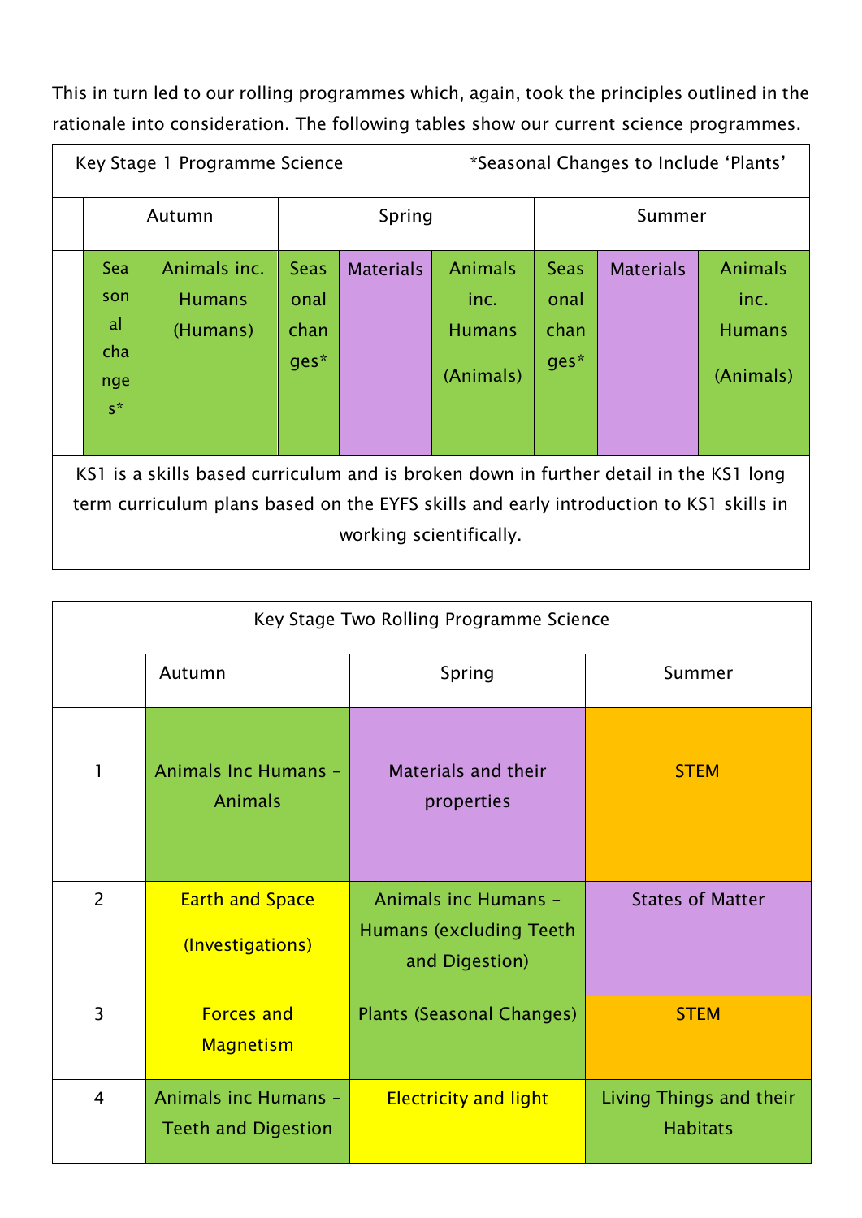This in turn led to our rolling programmes which, again, took the principles outlined in the rationale into consideration. The following tables show our current science programmes.

| Key Stage 1 Programme Science | | *Seasonal Changes to Include 'Plants' | | | | | | |
|---|---|---|---|---|---|---|---|---|
| | Autumn | | Spring | | | Summer | | |
| | Seasonal changes* | Animals inc. Humans (Humans) | Seasonal changes* | Materials | Animals inc. Humans (Animals) | Seasonal changes* | Materials | Animals inc. Humans (Animals) |
| KS1 is a skills based curriculum and is broken down in further detail in the KS1 long term curriculum plans based on the EYFS skills and early introduction to KS1 skills in working scientifically. | | | | | | | | |

| Key Stage Two Rolling Programme Science | | | |
|---|---|---|---|
| | Autumn | Spring | Summer |
| 1 | Animals Inc Humans – Animals | Materials and their properties | STEM |
| 2 | Earth and Space (Investigations) | Animals inc Humans – Humans (excluding Teeth and Digestion) | States of Matter |
| 3 | Forces and Magnetism | Plants (Seasonal Changes) | STEM |
| 4 | Animals inc Humans – Teeth and Digestion | Electricity and light | Living Things and their Habitats |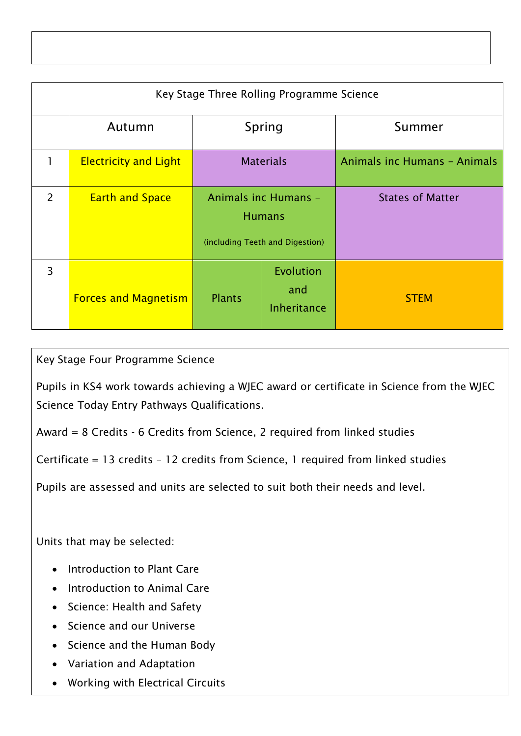| Key Stage Three Rolling Programme Science | | | |
|---|---|---|---|
| | Autumn | Spring | Summer |
| 1 | Electricity and Light | Materials | Animals inc Humans – Animals |
| 2 | Earth and Space | Animals inc Humans – Humans (including Teeth and Digestion) | States of Matter |
| 3 | Forces and Magnetism | Plants / Evolution and Inheritance | STEM |

Key Stage Four Programme Science

Pupils in KS4 work towards achieving a WJEC award or certificate in Science from the WJEC Science Today Entry Pathways Qualifications.

Award = 8 Credits - 6 Credits from Science, 2 required from linked studies

Certificate = 13 credits – 12 credits from Science, 1 required from linked studies

Pupils are assessed and units are selected to suit both their needs and level.

Units that may be selected:

- Introduction to Plant Care
- Introduction to Animal Care
- Science: Health and Safety
- Science and our Universe
- Science and the Human Body
- Variation and Adaptation
- Working with Electrical Circuits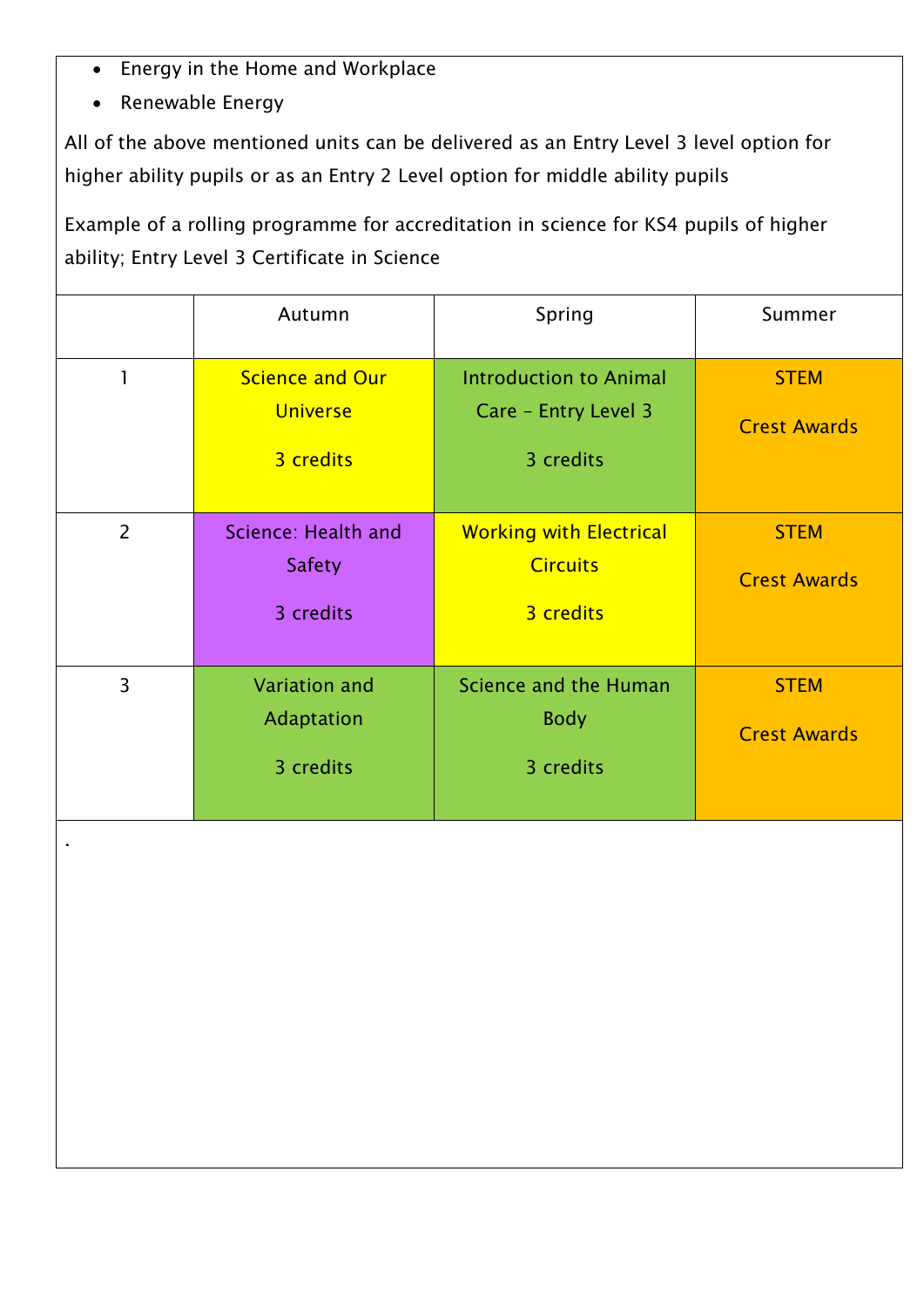- Energy in the Home and Workplace
- Renewable Energy

All of the above mentioned units can be delivered as an Entry Level 3 level option for higher ability pupils or as an Entry 2 Level option for middle ability pupils

Example of a rolling programme for accreditation in science for KS4 pupils of higher ability; Entry Level 3 Certificate in Science

| | Autumn | Spring | Summer |
|---|---|---|---|
| 1 | Science and Our Universe<br><br>3 credits | Introduction to Animal Care – Entry Level 3<br><br>3 credits | STEM<br><br>Crest Awards |
| 2 | Science: Health and Safety<br><br>3 credits | Working with Electrical Circuits<br><br>3 credits | STEM<br><br>Crest Awards |
| 3 | Variation and Adaptation<br><br>3 credits | Science and the Human Body<br><br>3 credits | STEM<br><br>Crest Awards |

.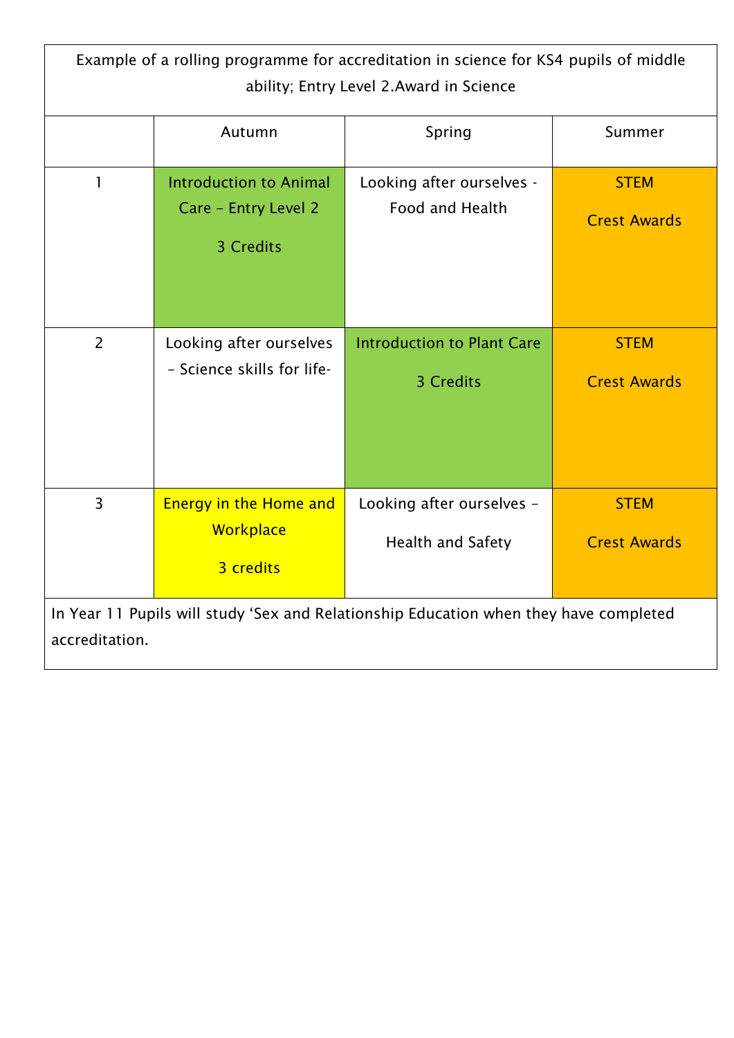Example of a rolling programme for accreditation in science for KS4 pupils of middle ability; Entry Level 2.Award in Science

| | Autumn | Spring | Summer |
|---|---|---|---|
| 1 | Introduction to Animal Care – Entry Level 2<br><br>3 Credits | Looking after ourselves - Food and Health | STEM<br><br>Crest Awards |
| 2 | Looking after ourselves – Science skills for life- | Introduction to Plant Care<br><br>3 Credits | STEM<br><br>Crest Awards |
| 3 | Energy in the Home and Workplace<br><br>3 credits | Looking after ourselves – Health and Safety | STEM<br><br>Crest Awards |

In Year 11 Pupils will study 'Sex and Relationship Education when they have completed accreditation.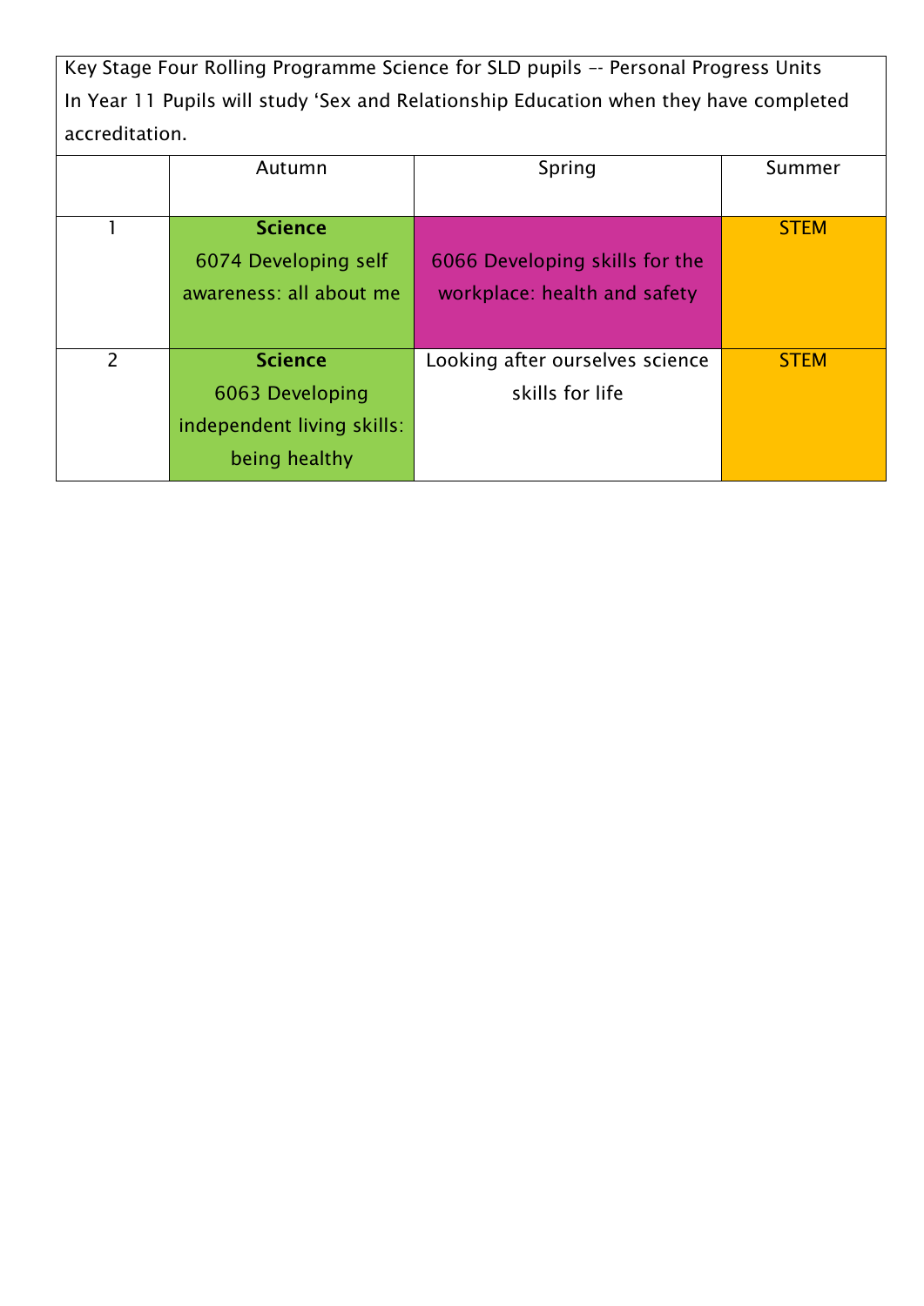Key Stage Four Rolling Programme Science for SLD pupils –- Personal Progress Units
In Year 11 Pupils will study 'Sex and Relationship Education when they have completed accreditation.

| | Autumn | Spring | Summer |
|---|---|---|---|
| 1 | **Science** 6074 Developing self awareness: all about me | 6066 Developing skills for the workplace: health and safety | STEM |
| 2 | **Science** 6063 Developing independent living skills: being healthy | Looking after ourselves science skills for life | STEM |